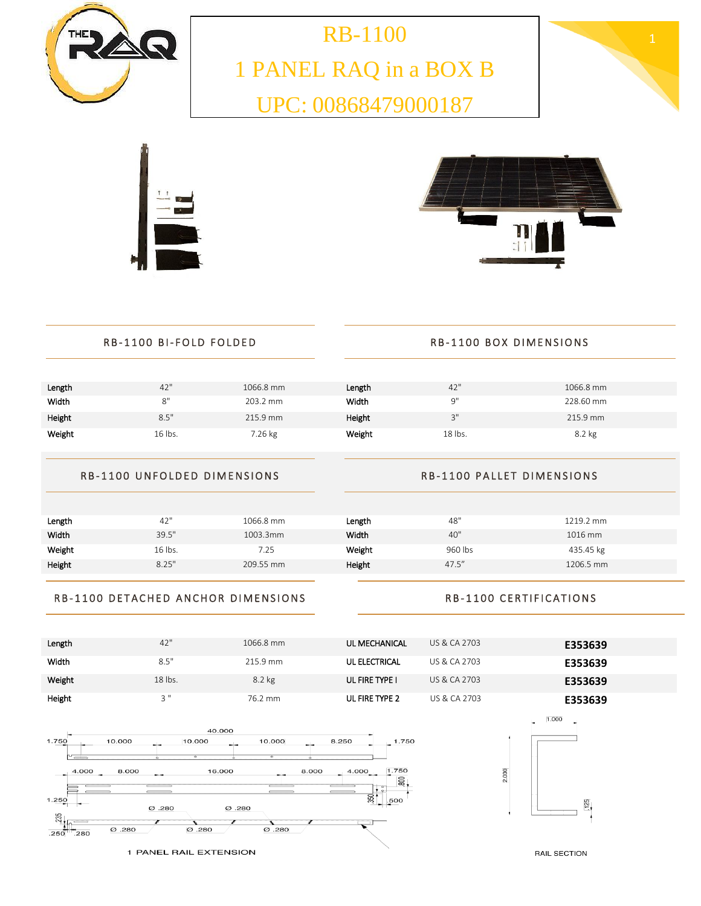# RB-1100

# 1 PANEL RAQ in a BOX B

# UPC: 00868479000187

## RB-1100 BI-FOLD FOLDED

| | | |
|---|---|---|
| Length | 42" | 1066.8 mm |
| Width | 8" | 203.2 mm |
| Height | 8.5" | 215.9 mm |
| Weight | 16 lbs. | 7.26 kg |

## RB-1100 BOX DIMENSIONS

| | | |
|---|---|---|
| Length | 42" | 1066.8 mm |
| Width | 9" | 228.60 mm |
| Height | 3" | 215.9 mm |
| Weight | 18 lbs. | 8.2 kg |

## RB-1100 UNFOLDED DIMENSIONS

| | | |
|---|---|---|
| Length | 42" | 1066.8 mm |
| Width | 39.5" | 1003.3mm |
| Weight | 16 lbs. | 7.25 |
| Height | 8.25" | 209.55 mm |

## RB-1100 PALLET DIMENSIONS

| | | |
|---|---|---|
| Length | 48" | 1219.2 mm |
| Width | 40" | 1016 mm |
| Weight | 960 lbs | 435.45 kg |
| Height | 47.5″ | 1206.5 mm |

## RB-1100 DETACHED ANCHOR DIMENSIONS

| | | |
|---|---|---|
| Length | 42" | 1066.8 mm |
| Width | 8.5" | 215.9 mm |
| Weight | 18 lbs. | 8.2 kg |
| Height | 3 " | 76.2 mm |

## RB-1100 CERTIFICATIONS

| | | |
|---|---|---|
| UL MECHANICAL | US & CA 2703 | **E353639** |
| UL ELECTRICAL | US & CA 2703 | **E353639** |
| UL FIRE TYPE I | US & CA 2703 | **E353639** |
| UL FIRE TYPE 2 | US & CA 2703 | **E353639** |

1 PANEL RAIL EXTENSION

RAIL SECTION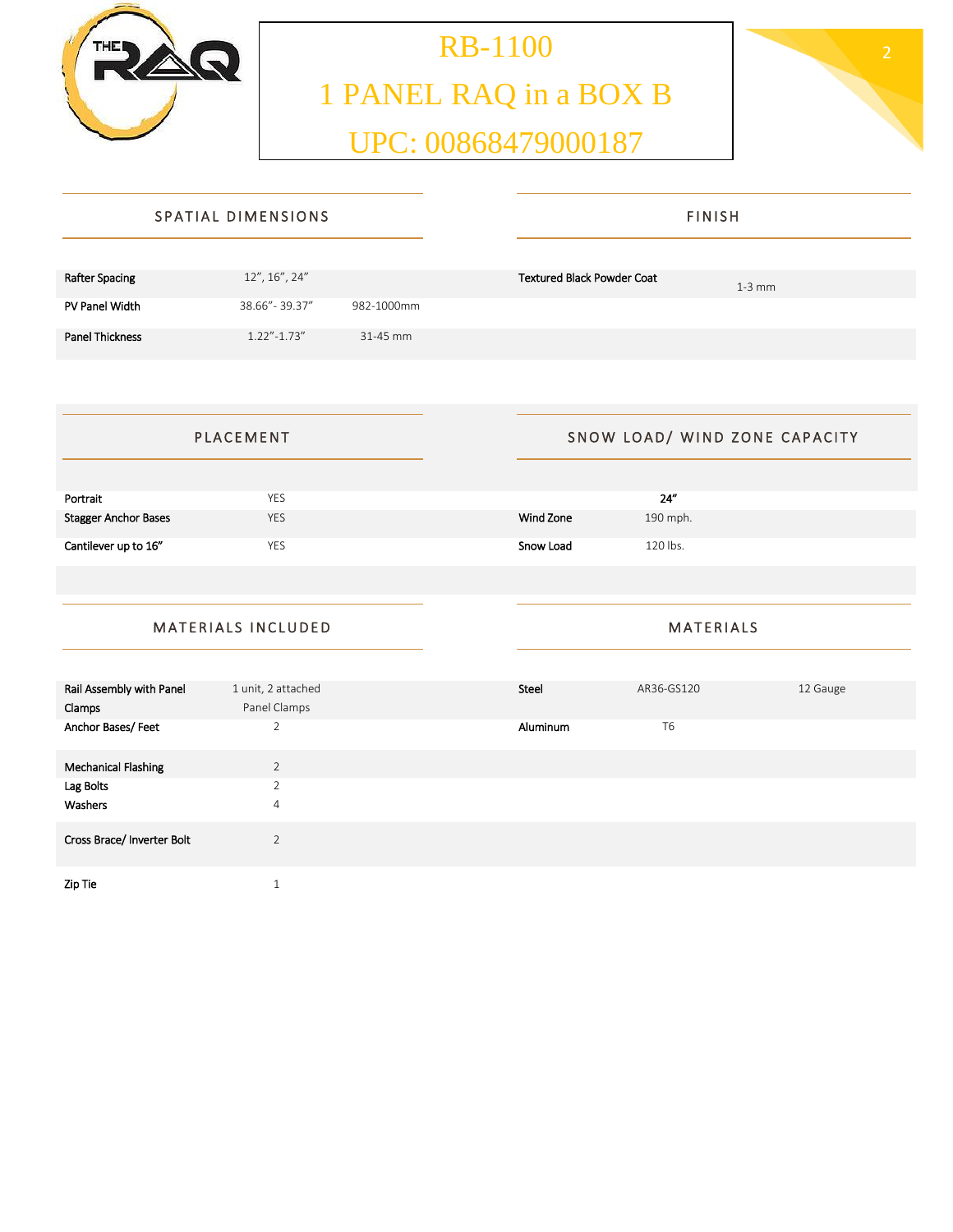# RB-1100

# 1 PANEL RAQ in a BOX B

# UPC: 00868479000187

## SPATIAL DIMENSIONS

| | | |
|---|---|---|
| Rafter Spacing | 12", 16", 24" | |
| PV Panel Width | 38.66"- 39.37" | 982-1000mm |
| Panel Thickness | 1.22"-1.73" | 31-45 mm |

## FINISH

| | |
|---|---|
| Textured Black Powder Coat | 1-3 mm |

## PLACEMENT

| | |
|---|---|
| Portrait | YES |
| Stagger Anchor Bases | YES |
| Cantilever up to 16" | YES |

## SNOW LOAD/ WIND ZONE CAPACITY

| | 24" |
|---|---|
| Wind Zone | 190 mph. |
| Snow Load | 120 lbs. |

## MATERIALS INCLUDED

| | |
|---|---|
| Rail Assembly with Panel Clamps | 1 unit, 2 attached Panel Clamps |
| Anchor Bases/ Feet | 2 |
| Mechanical Flashing | 2 |
| Lag Bolts | 2 |
| Washers | 4 |
| Cross Brace/ Inverter Bolt | 2 |
| Zip Tie | 1 |

## MATERIALS

| | | |
|---|---|---|
| Steel | AR36-GS120 | 12 Gauge |
| Aluminum | T6 | |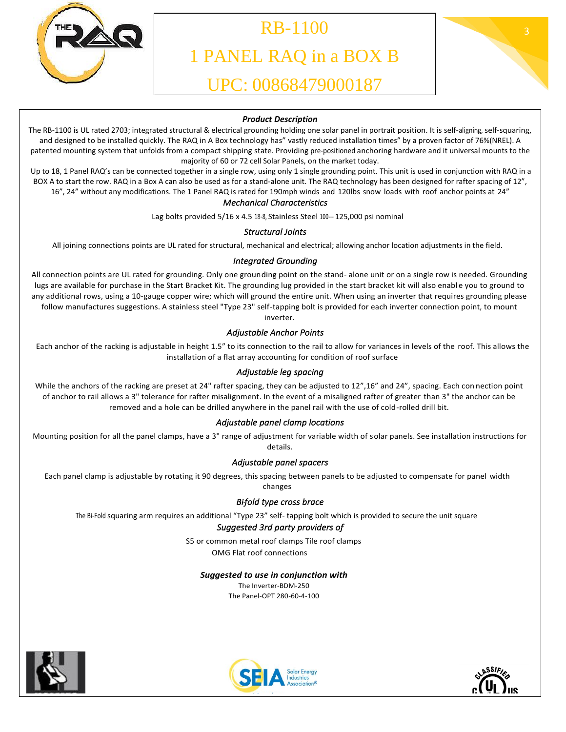# RB-1100

# 1 PANEL RAQ in a BOX B

# UPC: 00868479000187

### *Product Description*

The RB-1100 is UL rated 2703; integrated structural & electrical grounding holding one solar panel in portrait position. It is self-aligning, self-squaring, and designed to be installed quickly. The RAQ in A Box technology has" vastly reduced installation times" by a proven factor of 76%(NREL). A patented mounting system that unfolds from a compact shipping state. Providing pre-positioned anchoring hardware and it universal mounts to the majority of 60 or 72 cell Solar Panels, on the market today.

Up to 18, 1 Panel RAQ's can be connected together in a single row, using only 1 single grounding point. This unit is used in conjunction with RAQ in a BOX A to start the row. RAQ in a Box A can also be used as for a stand-alone unit. The RAQ technology has been designed for rafter spacing of 12", 16", 24" without any modifications. The 1 Panel RAQ is rated for 190mph winds and 120lbs snow loads with roof anchor points at 24"

### *Mechanical Characteristics*

Lag bolts provided 5/16 x 4.5 18-8, Stainless Steel 100--- 125,000 psi nominal

### *Structural Joints*

All joining connections points are UL rated for structural, mechanical and electrical; allowing anchor location adjustments in the field.

### *Integrated Grounding*

All connection points are UL rated for grounding. Only one grounding point on the stand- alone unit or on a single row is needed. Grounding lugs are available for purchase in the Start Bracket Kit. The grounding lug provided in the start bracket kit will also enable you to ground to any additional rows, using a 10-gauge copper wire; which will ground the entire unit. When using an inverter that requires grounding please follow manufactures suggestions. A stainless steel "Type 23" self-tapping bolt is provided for each inverter connection point, to mount inverter.

### *Adjustable Anchor Points*

Each anchor of the racking is adjustable in height 1.5" to its connection to the rail to allow for variances in levels of the roof. This allows the installation of a flat array accounting for condition of roof surface

### *Adjustable leg spacing*

While the anchors of the racking are preset at 24" rafter spacing, they can be adjusted to 12",16" and 24", spacing. Each connection point of anchor to rail allows a 3" tolerance for rafter misalignment. In the event of a misaligned rafter of greater than 3" the anchor can be removed and a hole can be drilled anywhere in the panel rail with the use of cold-rolled drill bit.

### *Adjustable panel clamp locations*

Mounting position for all the panel clamps, have a 3" range of adjustment for variable width of solar panels. See installation instructions for details.

### *Adjustable panel spacers*

Each panel clamp is adjustable by rotating it 90 degrees, this spacing between panels to be adjusted to compensate for panel width changes

### *Bi-fold type cross brace*

The Bi-Fold squaring arm requires an additional "Type 23" self- tapping bolt which is provided to secure the unit square

### *Suggested 3rd party providers of*

S5 or common metal roof clamps Tile roof clamps

OMG Flat roof connections

### ***Suggested to use in conjunction with***

The Inverter-BDM-250

The Panel-OPT 280-60-4-100